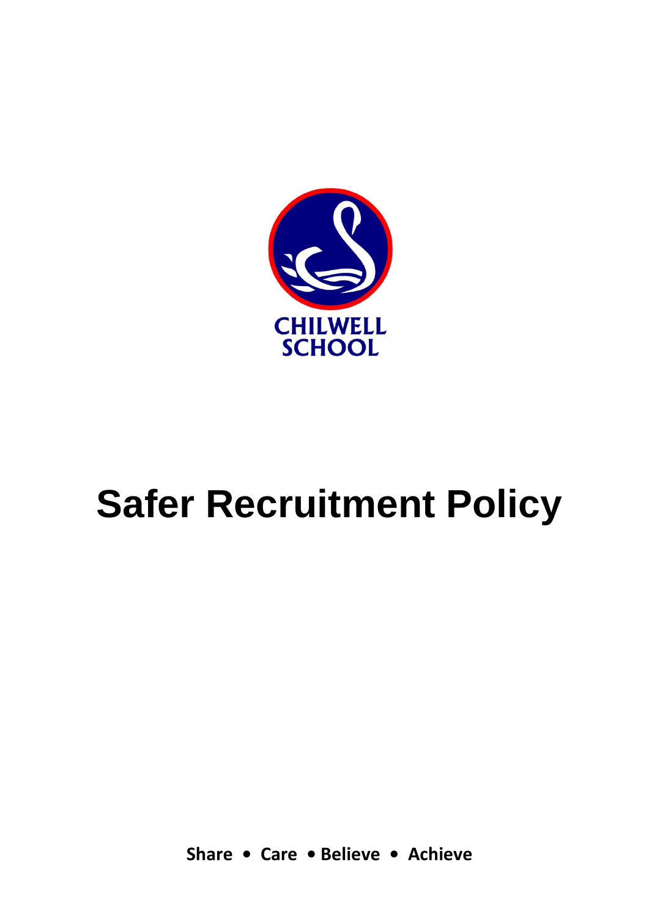CHILWELL SCHOOL

# Safer Recruitment Policy

**Share • Care • Believe • Achieve**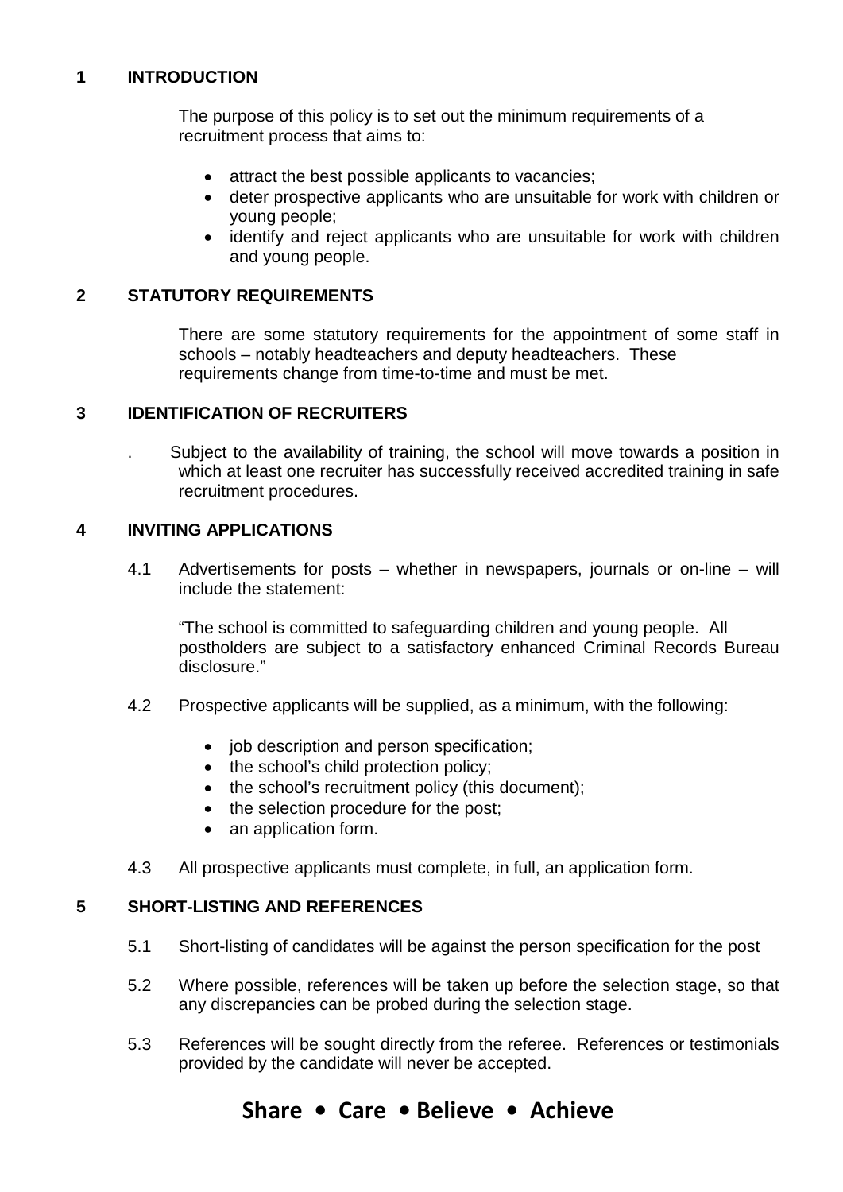## 1 INTRODUCTION

The purpose of this policy is to set out the minimum requirements of a recruitment process that aims to:

- attract the best possible applicants to vacancies;
- deter prospective applicants who are unsuitable for work with children or young people;
- identify and reject applicants who are unsuitable for work with children and young people.

## 2 STATUTORY REQUIREMENTS

There are some statutory requirements for the appointment of some staff in schools – notably headteachers and deputy headteachers. These requirements change from time-to-time and must be met.

## 3 IDENTIFICATION OF RECRUITERS

. Subject to the availability of training, the school will move towards a position in which at least one recruiter has successfully received accredited training in safe recruitment procedures.

## 4 INVITING APPLICATIONS

4.1 Advertisements for posts – whether in newspapers, journals or on-line – will include the statement:

"The school is committed to safeguarding children and young people. All postholders are subject to a satisfactory enhanced Criminal Records Bureau disclosure."

4.2 Prospective applicants will be supplied, as a minimum, with the following:

- job description and person specification;
- the school's child protection policy;
- the school's recruitment policy (this document);
- the selection procedure for the post;
- an application form.

4.3 All prospective applicants must complete, in full, an application form.

## 5 SHORT-LISTING AND REFERENCES

5.1 Short-listing of candidates will be against the person specification for the post

5.2 Where possible, references will be taken up before the selection stage, so that any discrepancies can be probed during the selection stage.

5.3 References will be sought directly from the referee. References or testimonials provided by the candidate will never be accepted.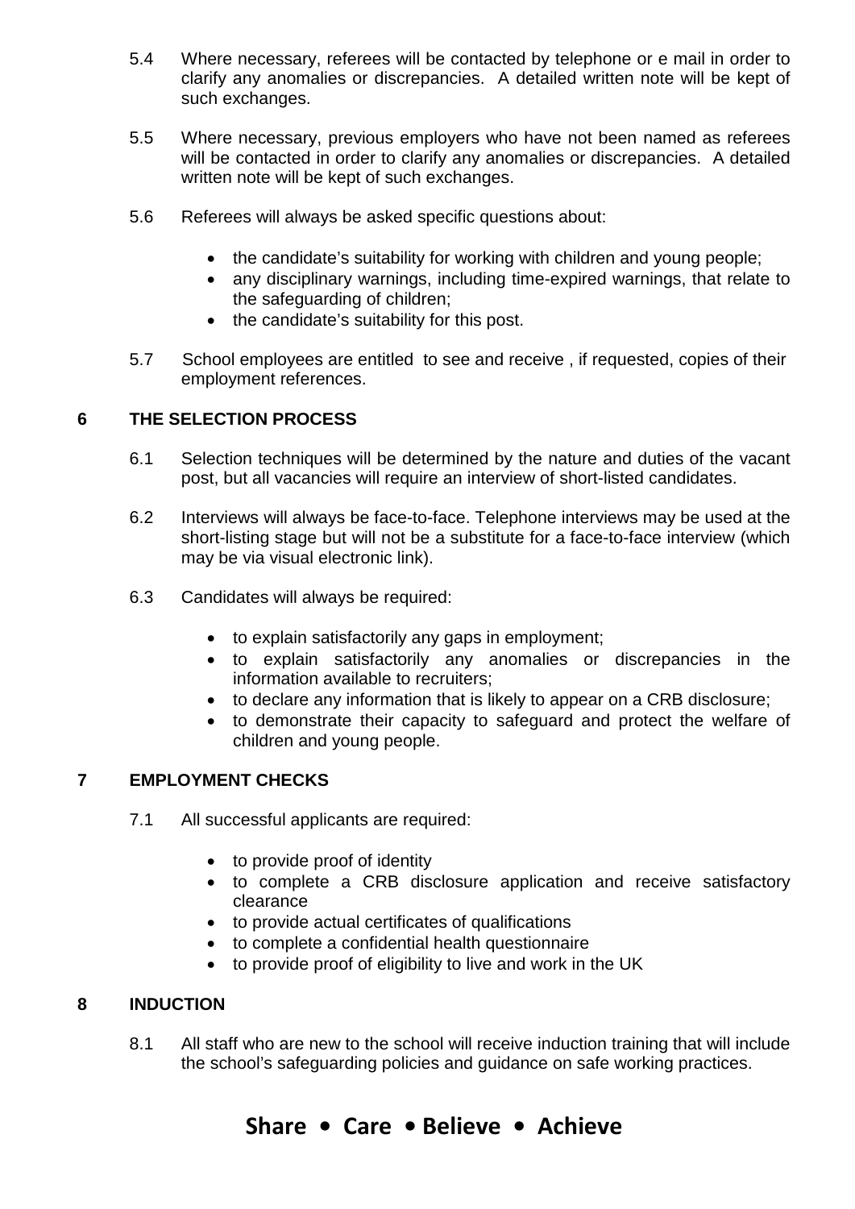5.4 Where necessary, referees will be contacted by telephone or e mail in order to clarify any anomalies or discrepancies. A detailed written note will be kept of such exchanges.

5.5 Where necessary, previous employers who have not been named as referees will be contacted in order to clarify any anomalies or discrepancies. A detailed written note will be kept of such exchanges.

5.6 Referees will always be asked specific questions about:

- the candidate's suitability for working with children and young people;
- any disciplinary warnings, including time-expired warnings, that relate to the safeguarding of children;
- the candidate's suitability for this post.

5.7 School employees are entitled to see and receive , if requested, copies of their employment references.

## 6 THE SELECTION PROCESS

6.1 Selection techniques will be determined by the nature and duties of the vacant post, but all vacancies will require an interview of short-listed candidates.

6.2 Interviews will always be face-to-face. Telephone interviews may be used at the short-listing stage but will not be a substitute for a face-to-face interview (which may be via visual electronic link).

6.3 Candidates will always be required:

- to explain satisfactorily any gaps in employment;
- to explain satisfactorily any anomalies or discrepancies in the information available to recruiters;
- to declare any information that is likely to appear on a CRB disclosure;
- to demonstrate their capacity to safeguard and protect the welfare of children and young people.

## 7 EMPLOYMENT CHECKS

7.1 All successful applicants are required:

- to provide proof of identity
- to complete a CRB disclosure application and receive satisfactory clearance
- to provide actual certificates of qualifications
- to complete a confidential health questionnaire
- to provide proof of eligibility to live and work in the UK

## 8 INDUCTION

8.1 All staff who are new to the school will receive induction training that will include the school's safeguarding policies and guidance on safe working practices.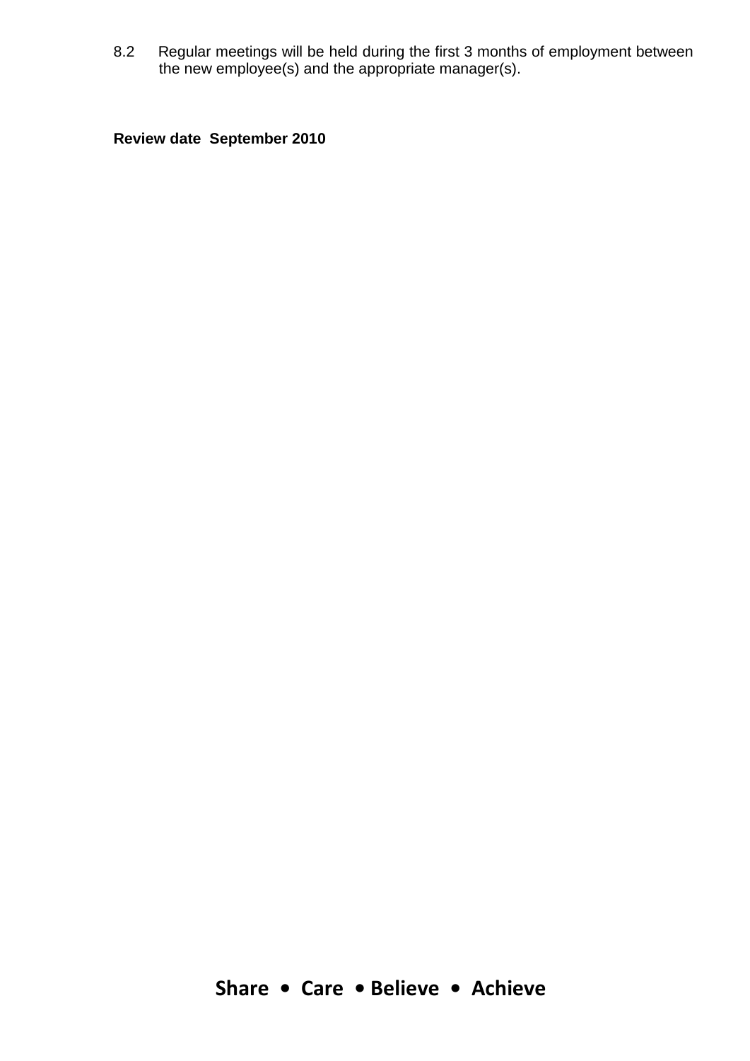8.2 Regular meetings will be held during the first 3 months of employment between the new employee(s) and the appropriate manager(s).

**Review date September 2010**